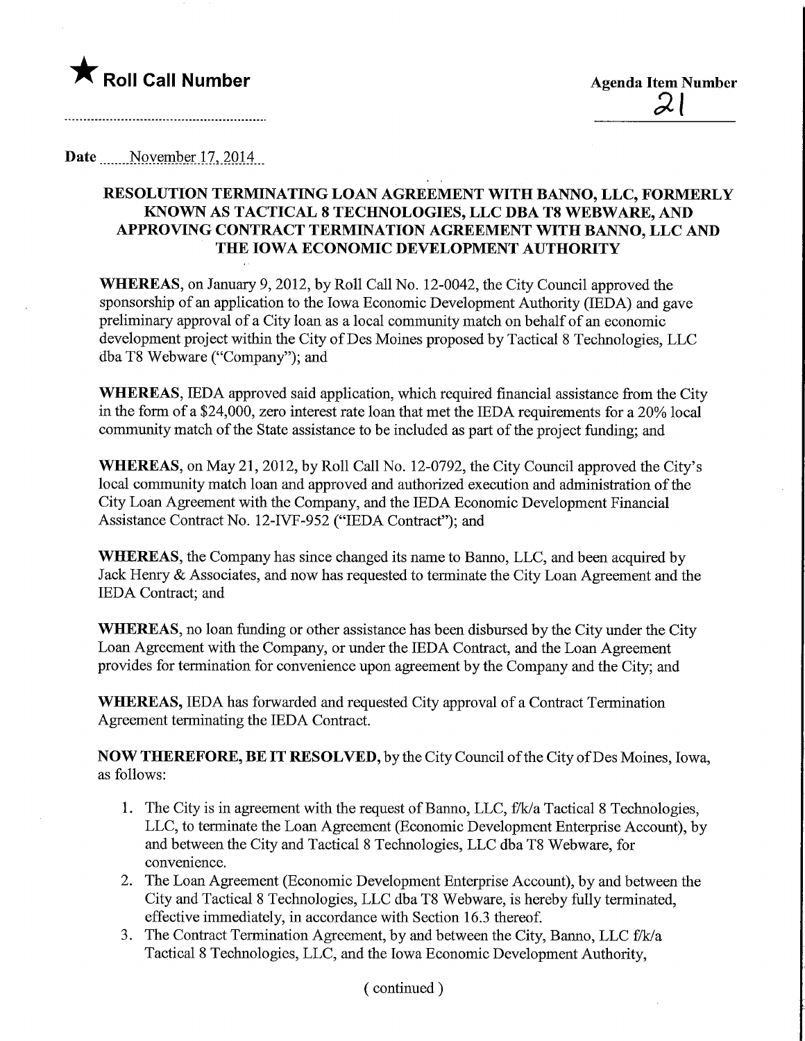★ **Roll Call Number**

**Agenda Item Number**

21

Date November 17, 2014

## RESOLUTION TERMINATING LOAN AGREEMENT WITH BANNO, LLC, FORMERLY KNOWN AS TACTICAL 8 TECHNOLOGIES, LLC DBA T8 WEBWARE, AND APPROVING CONTRACT TERMINATION AGREEMENT WITH BANNO, LLC AND THE IOWA ECONOMIC DEVELOPMENT AUTHORITY

**WHEREAS**, on January 9, 2012, by Roll Call No. 12-0042, the City Council approved the sponsorship of an application to the Iowa Economic Development Authority (IEDA) and gave preliminary approval of a City loan as a local community match on behalf of an economic development project within the City of Des Moines proposed by Tactical 8 Technologies, LLC dba T8 Webware ("Company"); and

**WHEREAS**, IEDA approved said application, which required financial assistance from the City in the form of a $24,000, zero interest rate loan that met the IEDA requirements for a 20% local community match of the State assistance to be included as part of the project funding; and

**WHEREAS**, on May 21, 2012, by Roll Call No. 12-0792, the City Council approved the City's local community match loan and approved and authorized execution and administration of the City Loan Agreement with the Company, and the IEDA Economic Development Financial Assistance Contract No. 12-IVF-952 ("IEDA Contract"); and

**WHEREAS**, the Company has since changed its name to Banno, LLC, and been acquired by Jack Henry & Associates, and now has requested to terminate the City Loan Agreement and the IEDA Contract; and

**WHEREAS**, no loan funding or other assistance has been disbursed by the City under the City Loan Agreement with the Company, or under the IEDA Contract, and the Loan Agreement provides for termination for convenience upon agreement by the Company and the City; and

**WHEREAS,** IEDA has forwarded and requested City approval of a Contract Termination Agreement terminating the IEDA Contract.

**NOW THEREFORE, BE IT RESOLVED,** by the City Council of the City of Des Moines, Iowa, as follows:

1. The City is in agreement with the request of Banno, LLC, f/k/a Tactical 8 Technologies, LLC, to terminate the Loan Agreement (Economic Development Enterprise Account), by and between the City and Tactical 8 Technologies, LLC dba T8 Webware, for convenience.
2. The Loan Agreement (Economic Development Enterprise Account), by and between the City and Tactical 8 Technologies, LLC dba T8 Webware, is hereby fully terminated, effective immediately, in accordance with Section 16.3 thereof.
3. The Contract Termination Agreement, by and between the City, Banno, LLC f/k/a Tactical 8 Technologies, LLC, and the Iowa Economic Development Authority,

( continued )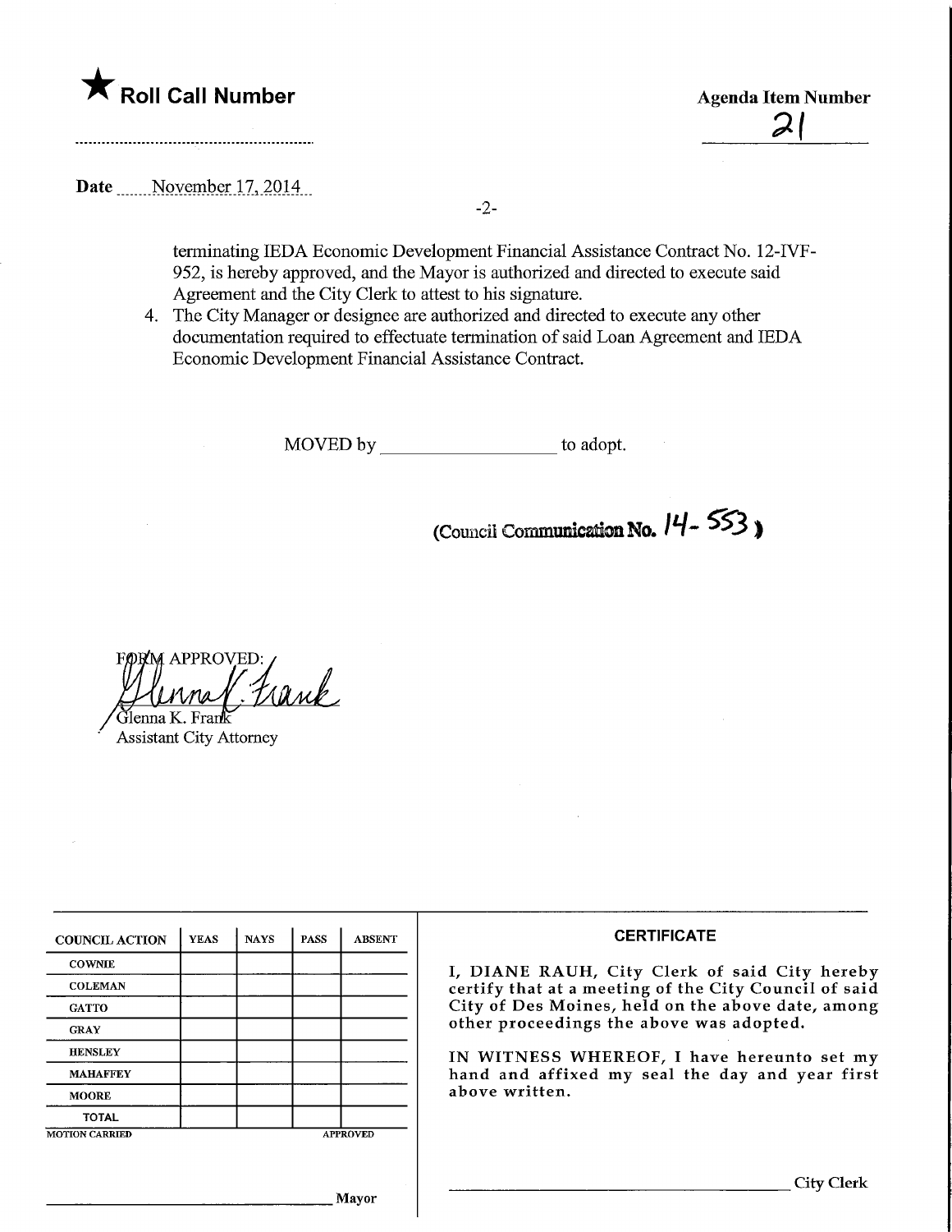★ **Roll Call Number**

**Agenda Item Number**

21

Date November 17, 2014

terminating IEDA Economic Development Financial Assistance Contract No. 12-IVF-952, is hereby approved, and the Mayor is authorized and directed to execute said Agreement and the City Clerk to attest to his signature.

4. The City Manager or designee are authorized and directed to execute any other documentation required to effectuate termination of said Loan Agreement and IEDA Economic Development Financial Assistance Contract.

MOVED by __________________ to adopt.

(Council Communication No. 14-553)

FORM APPROVED:

Glenna K. Frank
Assistant City Attorney

| COUNCIL ACTION | YEAS | NAYS | PASS | ABSENT |
|---|---|---|---|---|
| COWNIE | | | | |
| COLEMAN | | | | |
| GATTO | | | | |
| GRAY | | | | |
| HENSLEY | | | | |
| MAHAFFEY | | | | |
| MOORE | | | | |
| TOTAL | | | | |
| MOTION CARRIED | | | | APPROVED |

__________________ Mayor

**CERTIFICATE**

I, DIANE RAUH, City Clerk of said City hereby certify that at a meeting of the City Council of said City of Des Moines, held on the above date, among other proceedings the above was adopted.

IN WITNESS WHEREOF, I have hereunto set my hand and affixed my seal the day and year first above written.

__________________ City Clerk